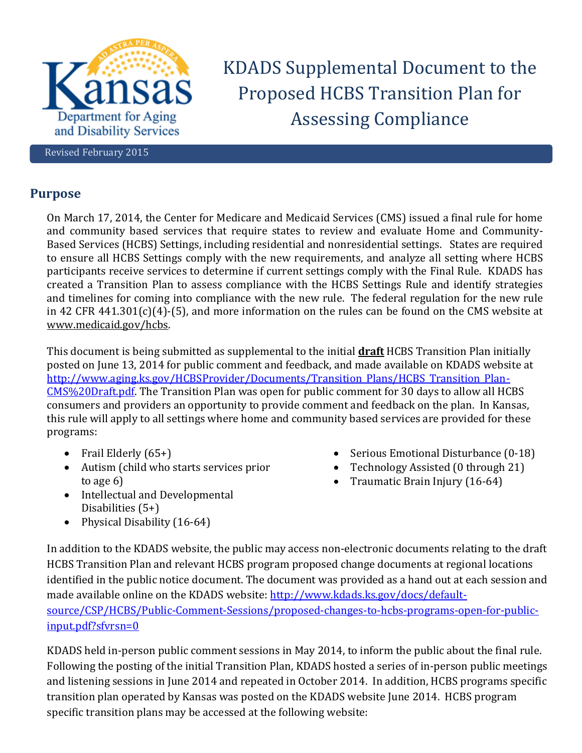# KDADS Supplemental Document to the Proposed HCBS Transition Plan for Assessing Compliance

Revised February 2015

## Purpose

On March 17, 2014, the Center for Medicare and Medicaid Services (CMS) issued a final rule for home and community based services that require states to review and evaluate Home and Community-Based Services (HCBS) Settings, including residential and nonresidential settings. States are required to ensure all HCBS Settings comply with the new requirements, and analyze all setting where HCBS participants receive services to determine if current settings comply with the Final Rule. KDADS has created a Transition Plan to assess compliance with the HCBS Settings Rule and identify strategies and timelines for coming into compliance with the new rule. The federal regulation for the new rule in 42 CFR 441.301(c)(4)-(5), and more information on the rules can be found on the CMS website at www.medicaid.gov/hcbs.

This document is being submitted as supplemental to the initial **draft** HCBS Transition Plan initially posted on June 13, 2014 for public comment and feedback, and made available on KDADS website at http://www.aging.ks.gov/HCBSProvider/Documents/Transition_Plans/HCBS_Transition_Plan-CMS%20Draft.pdf. The Transition Plan was open for public comment for 30 days to allow all HCBS consumers and providers an opportunity to provide comment and feedback on the plan. In Kansas, this rule will apply to all settings where home and community based services are provided for these programs:

- Frail Elderly (65+)
- Autism (child who starts services prior to age 6)
- Intellectual and Developmental Disabilities (5+)
- Physical Disability (16-64)
- Serious Emotional Disturbance (0-18)
- Technology Assisted (0 through 21)
- Traumatic Brain Injury (16-64)

In addition to the KDADS website, the public may access non-electronic documents relating to the draft HCBS Transition Plan and relevant HCBS program proposed change documents at regional locations identified in the public notice document. The document was provided as a hand out at each session and made available online on the KDADS website: http://www.kdads.ks.gov/docs/default-source/CSP/HCBS/Public-Comment-Sessions/proposed-changes-to-hcbs-programs-open-for-public-input.pdf?sfvrsn=0

KDADS held in-person public comment sessions in May 2014, to inform the public about the final rule. Following the posting of the initial Transition Plan, KDADS hosted a series of in-person public meetings and listening sessions in June 2014 and repeated in October 2014. In addition, HCBS programs specific transition plan operated by Kansas was posted on the KDADS website June 2014. HCBS program specific transition plans may be accessed at the following website: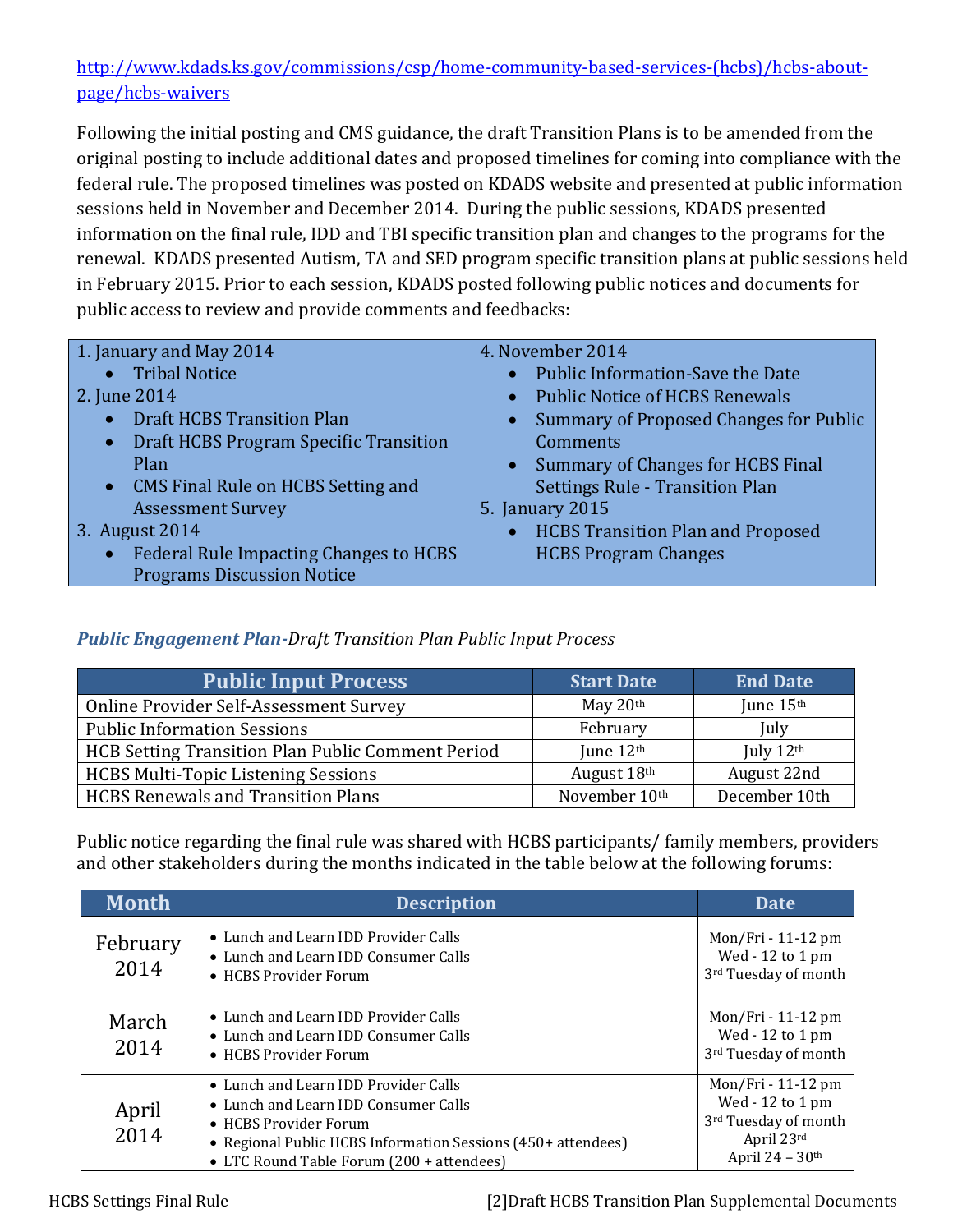http://www.kdads.ks.gov/commissions/csp/home-community-based-services-(hcbs)/hcbs-about-page/hcbs-waivers

Following the initial posting and CMS guidance, the draft Transition Plans is to be amended from the original posting to include additional dates and proposed timelines for coming into compliance with the federal rule. The proposed timelines was posted on KDADS website and presented at public information sessions held in November and December 2014. During the public sessions, KDADS presented information on the final rule, IDD and TBI specific transition plan and changes to the programs for the renewal. KDADS presented Autism, TA and SED program specific transition plans at public sessions held in February 2015. Prior to each session, KDADS posted following public notices and documents for public access to review and provide comments and feedbacks:

1. January and May 2014
   - Tribal Notice
2. June 2014
   - Draft HCBS Transition Plan
   - Draft HCBS Program Specific Transition Plan
   - CMS Final Rule on HCBS Setting and Assessment Survey
3. August 2014
   - Federal Rule Impacting Changes to HCBS Programs Discussion Notice
4. November 2014
   - Public Information-Save the Date
   - Public Notice of HCBS Renewals
   - Summary of Proposed Changes for Public Comments
   - Summary of Changes for HCBS Final Settings Rule - Transition Plan
5. January 2015
   - HCBS Transition Plan and Proposed HCBS Program Changes

***Public Engagement Plan**-Draft Transition Plan Public Input Process*

| Public Input Process | Start Date | End Date |
|---|---|---|
| Online Provider Self-Assessment Survey | May 20th | June 15th |
| Public Information Sessions | February | July |
| HCB Setting Transition Plan Public Comment Period | June 12th | July 12th |
| HCBS Multi-Topic Listening Sessions | August 18th | August 22nd |
| HCBS Renewals and Transition Plans | November 10th | December 10th |

Public notice regarding the final rule was shared with HCBS participants/ family members, providers and other stakeholders during the months indicated in the table below at the following forums:

| Month | Description | Date |
|---|---|---|
| February 2014 | • Lunch and Learn IDD Provider Calls<br>• Lunch and Learn IDD Consumer Calls<br>• HCBS Provider Forum | Mon/Fri - 11-12 pm<br>Wed - 12 to 1 pm<br>3rd Tuesday of month |
| March 2014 | • Lunch and Learn IDD Provider Calls<br>• Lunch and Learn IDD Consumer Calls<br>• HCBS Provider Forum | Mon/Fri - 11-12 pm<br>Wed - 12 to 1 pm<br>3rd Tuesday of month |
| April 2014 | • Lunch and Learn IDD Provider Calls<br>• Lunch and Learn IDD Consumer Calls<br>• HCBS Provider Forum<br>• Regional Public HCBS Information Sessions (450+ attendees)<br>• LTC Round Table Forum (200 + attendees) | Mon/Fri - 11-12 pm<br>Wed - 12 to 1 pm<br>3rd Tuesday of month<br>April 23rd<br>April 24 – 30th |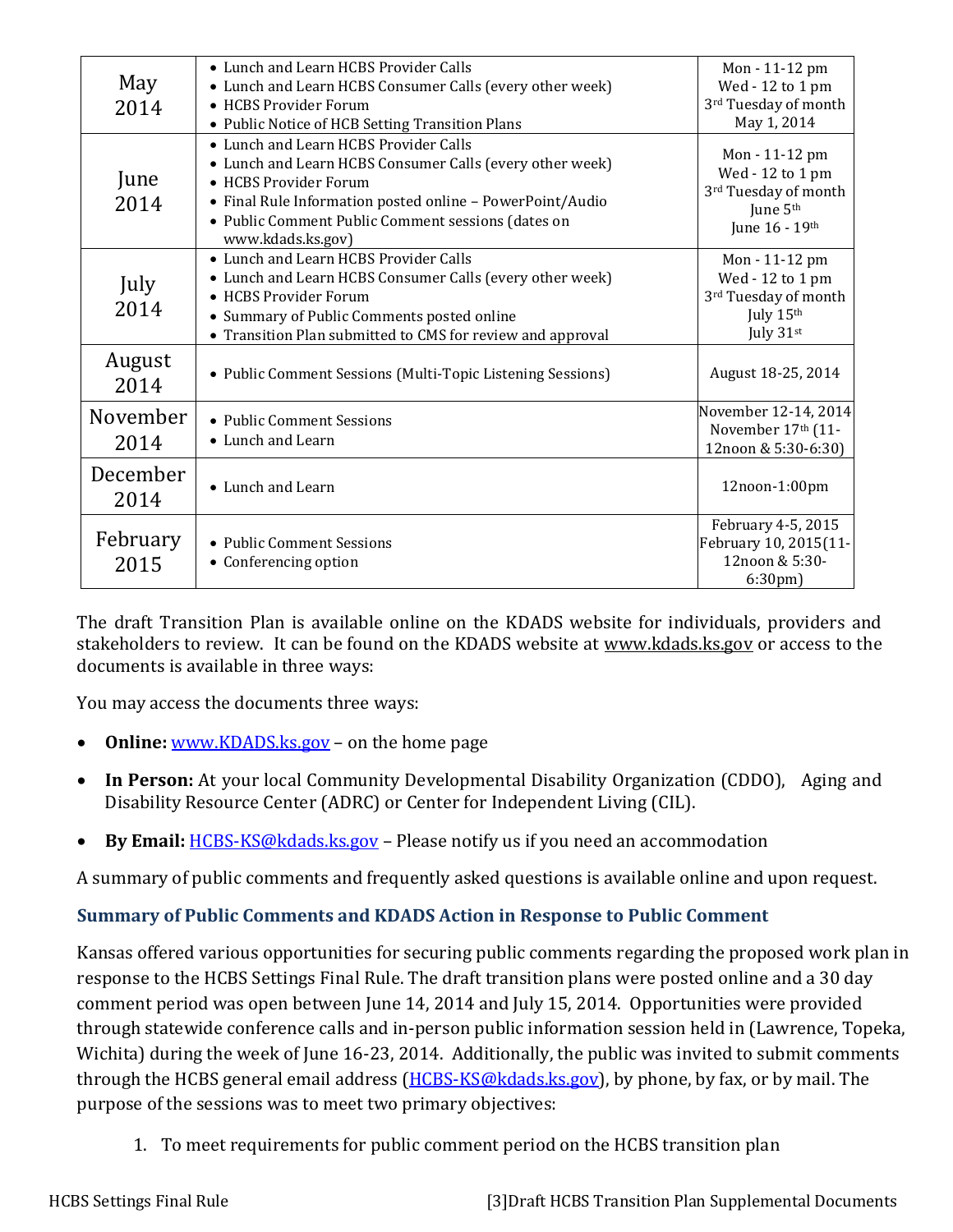| May 2014 | • Lunch and Learn HCBS Provider Calls<br>• Lunch and Learn HCBS Consumer Calls (every other week)<br>• HCBS Provider Forum<br>• Public Notice of HCB Setting Transition Plans | Mon - 11-12 pm<br>Wed - 12 to 1 pm<br>3rd Tuesday of month<br>May 1, 2014 |
|---|---|---|
| June 2014 | • Lunch and Learn HCBS Provider Calls<br>• Lunch and Learn HCBS Consumer Calls (every other week)<br>• HCBS Provider Forum<br>• Final Rule Information posted online – PowerPoint/Audio<br>• Public Comment Public Comment sessions (dates on www.kdads.ks.gov) | Mon - 11-12 pm<br>Wed - 12 to 1 pm<br>3rd Tuesday of month<br>June 5th<br>June 16 - 19th |
| July 2014 | • Lunch and Learn HCBS Provider Calls<br>• Lunch and Learn HCBS Consumer Calls (every other week)<br>• HCBS Provider Forum<br>• Summary of Public Comments posted online<br>• Transition Plan submitted to CMS for review and approval | Mon - 11-12 pm<br>Wed - 12 to 1 pm<br>3rd Tuesday of month<br>July 15th<br>July 31st |
| August 2014 | • Public Comment Sessions (Multi-Topic Listening Sessions) | August 18-25, 2014 |
| November 2014 | • Public Comment Sessions<br>• Lunch and Learn | November 12-14, 2014<br>November 17th (11-12noon & 5:30-6:30) |
| December 2014 | • Lunch and Learn | 12noon-1:00pm |
| February 2015 | • Public Comment Sessions<br>• Conferencing option | February 4-5, 2015<br>February 10, 2015(11-12noon & 5:30-6:30pm) |

The draft Transition Plan is available online on the KDADS website for individuals, providers and stakeholders to review. It can be found on the KDADS website at www.kdads.ks.gov or access to the documents is available in three ways:

You may access the documents three ways:

- **Online:** www.KDADS.ks.gov – on the home page
- **In Person:** At your local Community Developmental Disability Organization (CDDO), Aging and Disability Resource Center (ADRC) or Center for Independent Living (CIL).
- **By Email:** HCBS-KS@kdads.ks.gov – Please notify us if you need an accommodation

A summary of public comments and frequently asked questions is available online and upon request.

### Summary of Public Comments and KDADS Action in Response to Public Comment

Kansas offered various opportunities for securing public comments regarding the proposed work plan in response to the HCBS Settings Final Rule. The draft transition plans were posted online and a 30 day comment period was open between June 14, 2014 and July 15, 2014. Opportunities were provided through statewide conference calls and in-person public information session held in (Lawrence, Topeka, Wichita) during the week of June 16-23, 2014. Additionally, the public was invited to submit comments through the HCBS general email address (HCBS-KS@kdads.ks.gov), by phone, by fax, or by mail. The purpose of the sessions was to meet two primary objectives:

1. To meet requirements for public comment period on the HCBS transition plan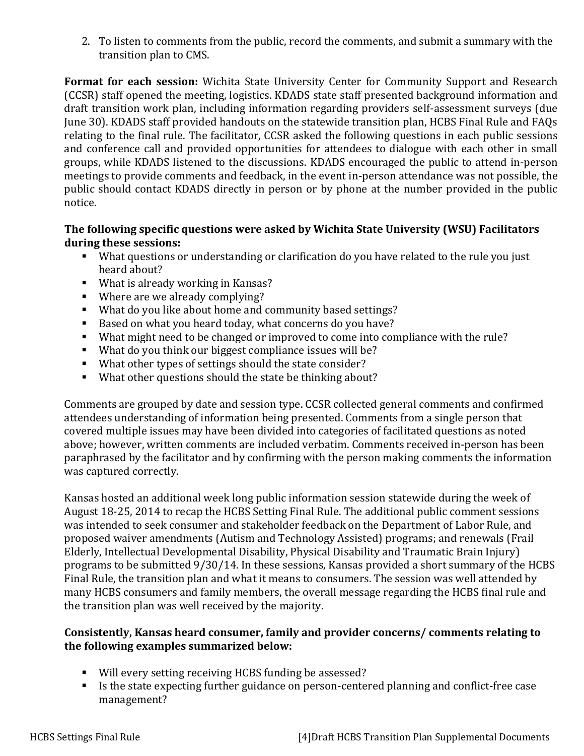2. To listen to comments from the public, record the comments, and submit a summary with the transition plan to CMS.

**Format for each session:** Wichita State University Center for Community Support and Research (CCSR) staff opened the meeting, logistics. KDADS state staff presented background information and draft transition work plan, including information regarding providers self-assessment surveys (due June 30). KDADS staff provided handouts on the statewide transition plan, HCBS Final Rule and FAQs relating to the final rule. The facilitator, CCSR asked the following questions in each public sessions and conference call and provided opportunities for attendees to dialogue with each other in small groups, while KDADS listened to the discussions. KDADS encouraged the public to attend in-person meetings to provide comments and feedback, in the event in-person attendance was not possible, the public should contact KDADS directly in person or by phone at the number provided in the public notice.

**The following specific questions were asked by Wichita State University (WSU) Facilitators during these sessions:**

- What questions or understanding or clarification do you have related to the rule you just heard about?
- What is already working in Kansas?
- Where are we already complying?
- What do you like about home and community based settings?
- Based on what you heard today, what concerns do you have?
- What might need to be changed or improved to come into compliance with the rule?
- What do you think our biggest compliance issues will be?
- What other types of settings should the state consider?
- What other questions should the state be thinking about?

Comments are grouped by date and session type. CCSR collected general comments and confirmed attendees understanding of information being presented. Comments from a single person that covered multiple issues may have been divided into categories of facilitated questions as noted above; however, written comments are included verbatim. Comments received in-person has been paraphrased by the facilitator and by confirming with the person making comments the information was captured correctly.

Kansas hosted an additional week long public information session statewide during the week of August 18-25, 2014 to recap the HCBS Setting Final Rule. The additional public comment sessions was intended to seek consumer and stakeholder feedback on the Department of Labor Rule, and proposed waiver amendments (Autism and Technology Assisted) programs; and renewals (Frail Elderly, Intellectual Developmental Disability, Physical Disability and Traumatic Brain Injury) programs to be submitted 9/30/14. In these sessions, Kansas provided a short summary of the HCBS Final Rule, the transition plan and what it means to consumers. The session was well attended by many HCBS consumers and family members, the overall message regarding the HCBS final rule and the transition plan was well received by the majority.

**Consistently, Kansas heard consumer, family and provider concerns/ comments relating to the following examples summarized below:**

- Will every setting receiving HCBS funding be assessed?
- Is the state expecting further guidance on person-centered planning and conflict-free case management?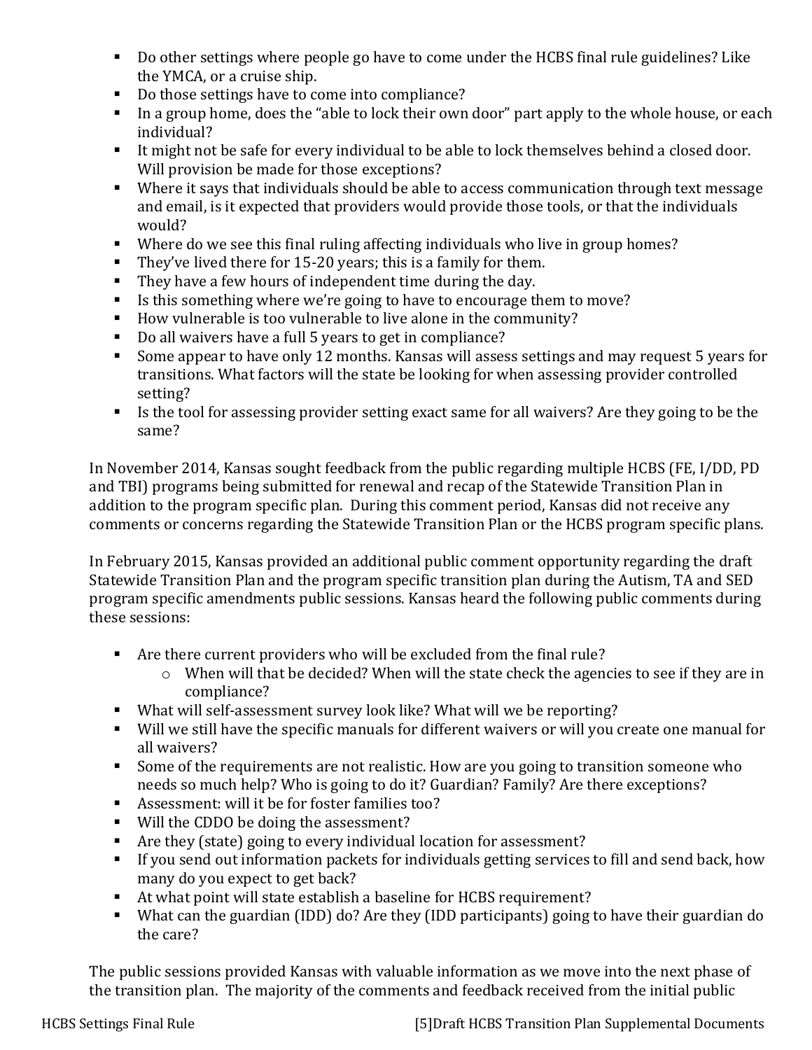- Do other settings where people go have to come under the HCBS final rule guidelines? Like the YMCA, or a cruise ship.
- Do those settings have to come into compliance?
- In a group home, does the "able to lock their own door" part apply to the whole house, or each individual?
- It might not be safe for every individual to be able to lock themselves behind a closed door. Will provision be made for those exceptions?
- Where it says that individuals should be able to access communication through text message and email, is it expected that providers would provide those tools, or that the individuals would?
- Where do we see this final ruling affecting individuals who live in group homes?
- They've lived there for 15-20 years; this is a family for them.
- They have a few hours of independent time during the day.
- Is this something where we're going to have to encourage them to move?
- How vulnerable is too vulnerable to live alone in the community?
- Do all waivers have a full 5 years to get in compliance?
- Some appear to have only 12 months. Kansas will assess settings and may request 5 years for transitions. What factors will the state be looking for when assessing provider controlled setting?
- Is the tool for assessing provider setting exact same for all waivers? Are they going to be the same?

In November 2014, Kansas sought feedback from the public regarding multiple HCBS (FE, I/DD, PD and TBI) programs being submitted for renewal and recap of the Statewide Transition Plan in addition to the program specific plan. During this comment period, Kansas did not receive any comments or concerns regarding the Statewide Transition Plan or the HCBS program specific plans.

In February 2015, Kansas provided an additional public comment opportunity regarding the draft Statewide Transition Plan and the program specific transition plan during the Autism, TA and SED program specific amendments public sessions. Kansas heard the following public comments during these sessions:

- Are there current providers who will be excluded from the final rule?
  - When will that be decided? When will the state check the agencies to see if they are in compliance?
- What will self-assessment survey look like? What will we be reporting?
- Will we still have the specific manuals for different waivers or will you create one manual for all waivers?
- Some of the requirements are not realistic. How are you going to transition someone who needs so much help? Who is going to do it? Guardian? Family? Are there exceptions?
- Assessment: will it be for foster families too?
- Will the CDDO be doing the assessment?
- Are they (state) going to every individual location for assessment?
- If you send out information packets for individuals getting services to fill and send back, how many do you expect to get back?
- At what point will state establish a baseline for HCBS requirement?
- What can the guardian (IDD) do? Are they (IDD participants) going to have their guardian do the care?

The public sessions provided Kansas with valuable information as we move into the next phase of the transition plan. The majority of the comments and feedback received from the initial public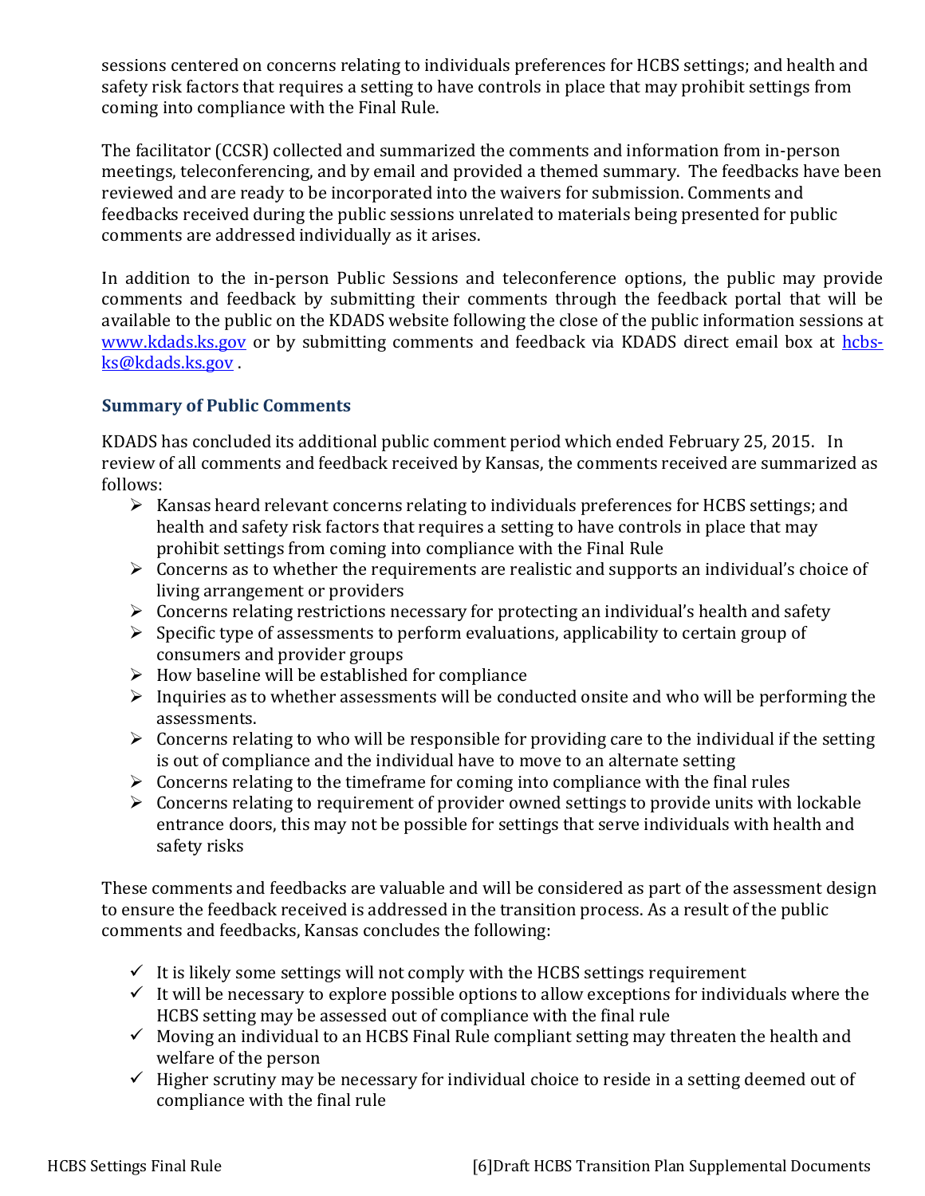sessions centered on concerns relating to individuals preferences for HCBS settings; and health and safety risk factors that requires a setting to have controls in place that may prohibit settings from coming into compliance with the Final Rule.

The facilitator (CCSR) collected and summarized the comments and information from in-person meetings, teleconferencing, and by email and provided a themed summary. The feedbacks have been reviewed and are ready to be incorporated into the waivers for submission. Comments and feedbacks received during the public sessions unrelated to materials being presented for public comments are addressed individually as it arises.

In addition to the in-person Public Sessions and teleconference options, the public may provide comments and feedback by submitting their comments through the feedback portal that will be available to the public on the KDADS website following the close of the public information sessions at [www.kdads.ks.gov](http://www.kdads.ks.gov) or by submitting comments and feedback via KDADS direct email box at [hcbs-ks@kdads.ks.gov](mailto:hcbs-ks@kdads.ks.gov) .

### Summary of Public Comments

KDADS has concluded its additional public comment period which ended February 25, 2015. In review of all comments and feedback received by Kansas, the comments received are summarized as follows:

- Kansas heard relevant concerns relating to individuals preferences for HCBS settings; and health and safety risk factors that requires a setting to have controls in place that may prohibit settings from coming into compliance with the Final Rule
- Concerns as to whether the requirements are realistic and supports an individual's choice of living arrangement or providers
- Concerns relating restrictions necessary for protecting an individual's health and safety
- Specific type of assessments to perform evaluations, applicability to certain group of consumers and provider groups
- How baseline will be established for compliance
- Inquiries as to whether assessments will be conducted onsite and who will be performing the assessments.
- Concerns relating to who will be responsible for providing care to the individual if the setting is out of compliance and the individual have to move to an alternate setting
- Concerns relating to the timeframe for coming into compliance with the final rules
- Concerns relating to requirement of provider owned settings to provide units with lockable entrance doors, this may not be possible for settings that serve individuals with health and safety risks

These comments and feedbacks are valuable and will be considered as part of the assessment design to ensure the feedback received is addressed in the transition process. As a result of the public comments and feedbacks, Kansas concludes the following:

- ✓ It is likely some settings will not comply with the HCBS settings requirement
- ✓ It will be necessary to explore possible options to allow exceptions for individuals where the HCBS setting may be assessed out of compliance with the final rule
- ✓ Moving an individual to an HCBS Final Rule compliant setting may threaten the health and welfare of the person
- ✓ Higher scrutiny may be necessary for individual choice to reside in a setting deemed out of compliance with the final rule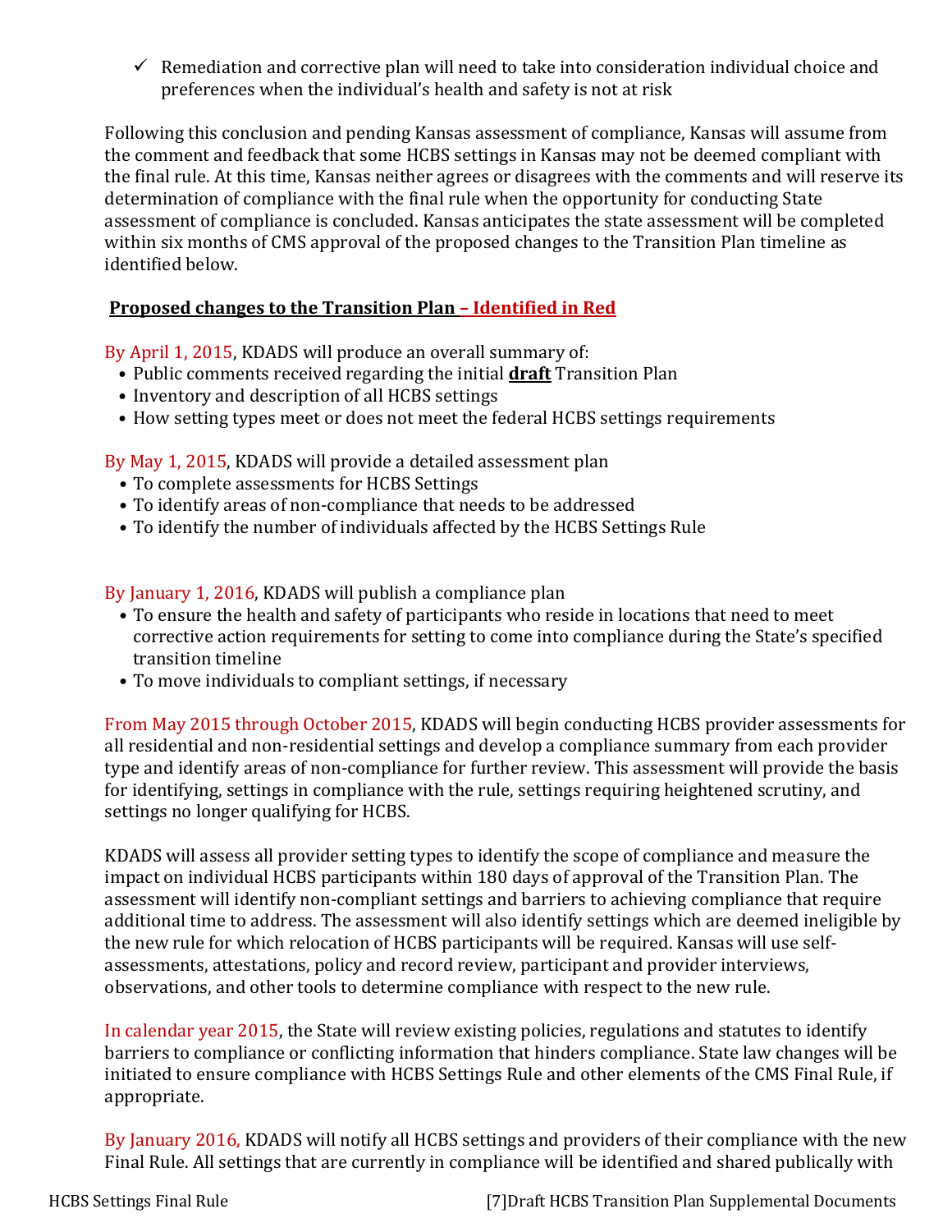- ✓ Remediation and corrective plan will need to take into consideration individual choice and preferences when the individual's health and safety is not at risk

Following this conclusion and pending Kansas assessment of compliance, Kansas will assume from the comment and feedback that some HCBS settings in Kansas may not be deemed compliant with the final rule. At this time, Kansas neither agrees or disagrees with the comments and will reserve its determination of compliance with the final rule when the opportunity for conducting State assessment of compliance is concluded. Kansas anticipates the state assessment will be completed within six months of CMS approval of the proposed changes to the Transition Plan timeline as identified below.

**Proposed changes to the Transition Plan – Identified in Red**

By April 1, 2015, KDADS will produce an overall summary of:

- Public comments received regarding the initial **draft** Transition Plan
- Inventory and description of all HCBS settings
- How setting types meet or does not meet the federal HCBS settings requirements

By May 1, 2015, KDADS will provide a detailed assessment plan

- To complete assessments for HCBS Settings
- To identify areas of non-compliance that needs to be addressed
- To identify the number of individuals affected by the HCBS Settings Rule

By January 1, 2016, KDADS will publish a compliance plan

- To ensure the health and safety of participants who reside in locations that need to meet corrective action requirements for setting to come into compliance during the State's specified transition timeline
- To move individuals to compliant settings, if necessary

From May 2015 through October 2015, KDADS will begin conducting HCBS provider assessments for all residential and non-residential settings and develop a compliance summary from each provider type and identify areas of non-compliance for further review. This assessment will provide the basis for identifying, settings in compliance with the rule, settings requiring heightened scrutiny, and settings no longer qualifying for HCBS.

KDADS will assess all provider setting types to identify the scope of compliance and measure the impact on individual HCBS participants within 180 days of approval of the Transition Plan. The assessment will identify non-compliant settings and barriers to achieving compliance that require additional time to address. The assessment will also identify settings which are deemed ineligible by the new rule for which relocation of HCBS participants will be required. Kansas will use self-assessments, attestations, policy and record review, participant and provider interviews, observations, and other tools to determine compliance with respect to the new rule.

In calendar year 2015, the State will review existing policies, regulations and statutes to identify barriers to compliance or conflicting information that hinders compliance. State law changes will be initiated to ensure compliance with HCBS Settings Rule and other elements of the CMS Final Rule, if appropriate.

By January 2016, KDADS will notify all HCBS settings and providers of their compliance with the new Final Rule. All settings that are currently in compliance will be identified and shared publically with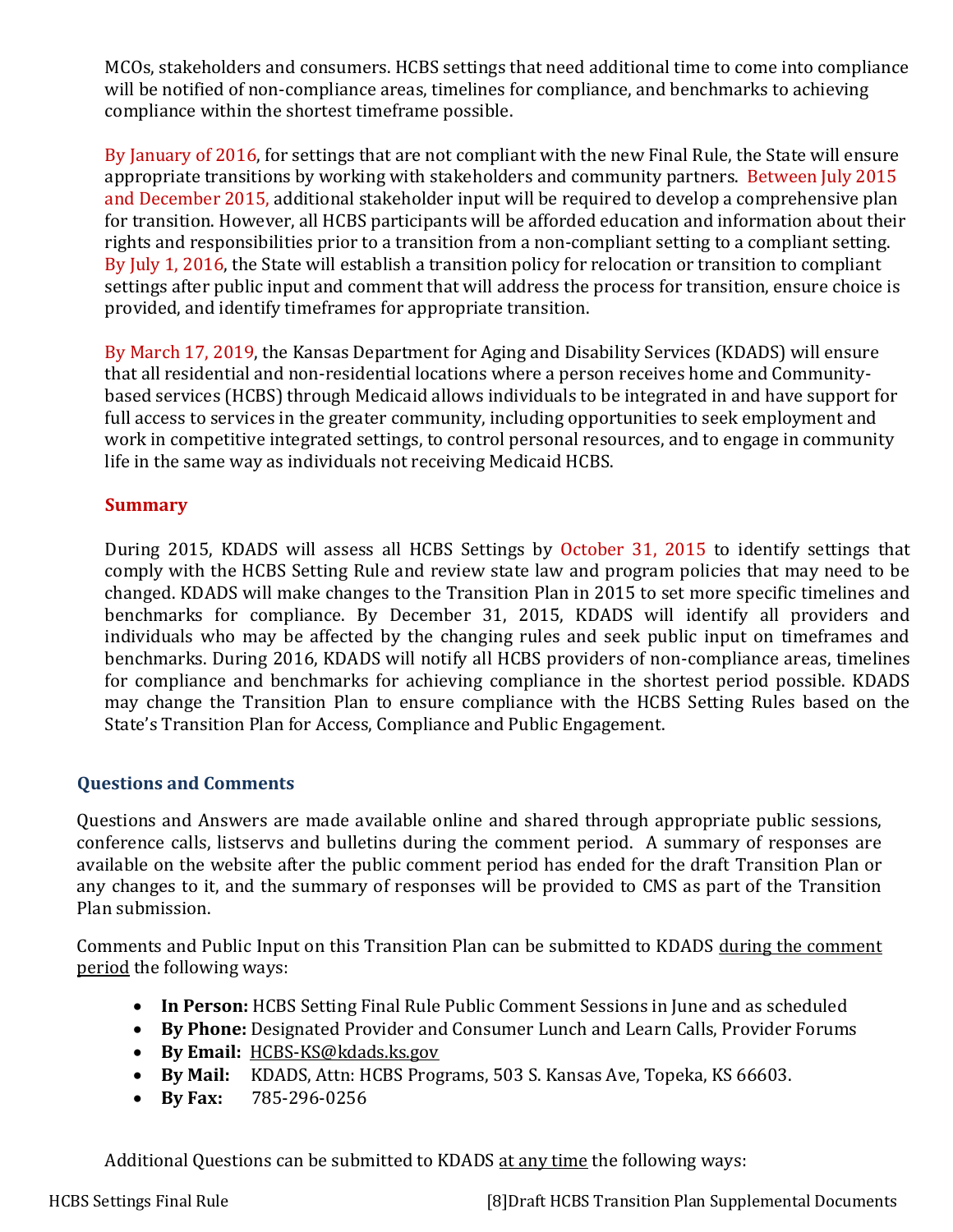MCOs, stakeholders and consumers. HCBS settings that need additional time to come into compliance will be notified of non-compliance areas, timelines for compliance, and benchmarks to achieving compliance within the shortest timeframe possible.

By January of 2016, for settings that are not compliant with the new Final Rule, the State will ensure appropriate transitions by working with stakeholders and community partners. Between July 2015 and December 2015, additional stakeholder input will be required to develop a comprehensive plan for transition. However, all HCBS participants will be afforded education and information about their rights and responsibilities prior to a transition from a non-compliant setting to a compliant setting. By July 1, 2016, the State will establish a transition policy for relocation or transition to compliant settings after public input and comment that will address the process for transition, ensure choice is provided, and identify timeframes for appropriate transition.

By March 17, 2019, the Kansas Department for Aging and Disability Services (KDADS) will ensure that all residential and non-residential locations where a person receives home and Community-based services (HCBS) through Medicaid allows individuals to be integrated in and have support for full access to services in the greater community, including opportunities to seek employment and work in competitive integrated settings, to control personal resources, and to engage in community life in the same way as individuals not receiving Medicaid HCBS.

### Summary

During 2015, KDADS will assess all HCBS Settings by October 31, 2015 to identify settings that comply with the HCBS Setting Rule and review state law and program policies that may need to be changed. KDADS will make changes to the Transition Plan in 2015 to set more specific timelines and benchmarks for compliance. By December 31, 2015, KDADS will identify all providers and individuals who may be affected by the changing rules and seek public input on timeframes and benchmarks. During 2016, KDADS will notify all HCBS providers of non-compliance areas, timelines for compliance and benchmarks for achieving compliance in the shortest period possible. KDADS may change the Transition Plan to ensure compliance with the HCBS Setting Rules based on the State's Transition Plan for Access, Compliance and Public Engagement.

## Questions and Comments

Questions and Answers are made available online and shared through appropriate public sessions, conference calls, listservs and bulletins during the comment period. A summary of responses are available on the website after the public comment period has ended for the draft Transition Plan or any changes to it, and the summary of responses will be provided to CMS as part of the Transition Plan submission.

Comments and Public Input on this Transition Plan can be submitted to KDADS during the comment period the following ways:

- **In Person:** HCBS Setting Final Rule Public Comment Sessions in June and as scheduled
- **By Phone:** Designated Provider and Consumer Lunch and Learn Calls, Provider Forums
- **By Email:** HCBS-KS@kdads.ks.gov
- **By Mail:** KDADS, Attn: HCBS Programs, 503 S. Kansas Ave, Topeka, KS 66603.
- **By Fax:** 785-296-0256

Additional Questions can be submitted to KDADS at any time the following ways: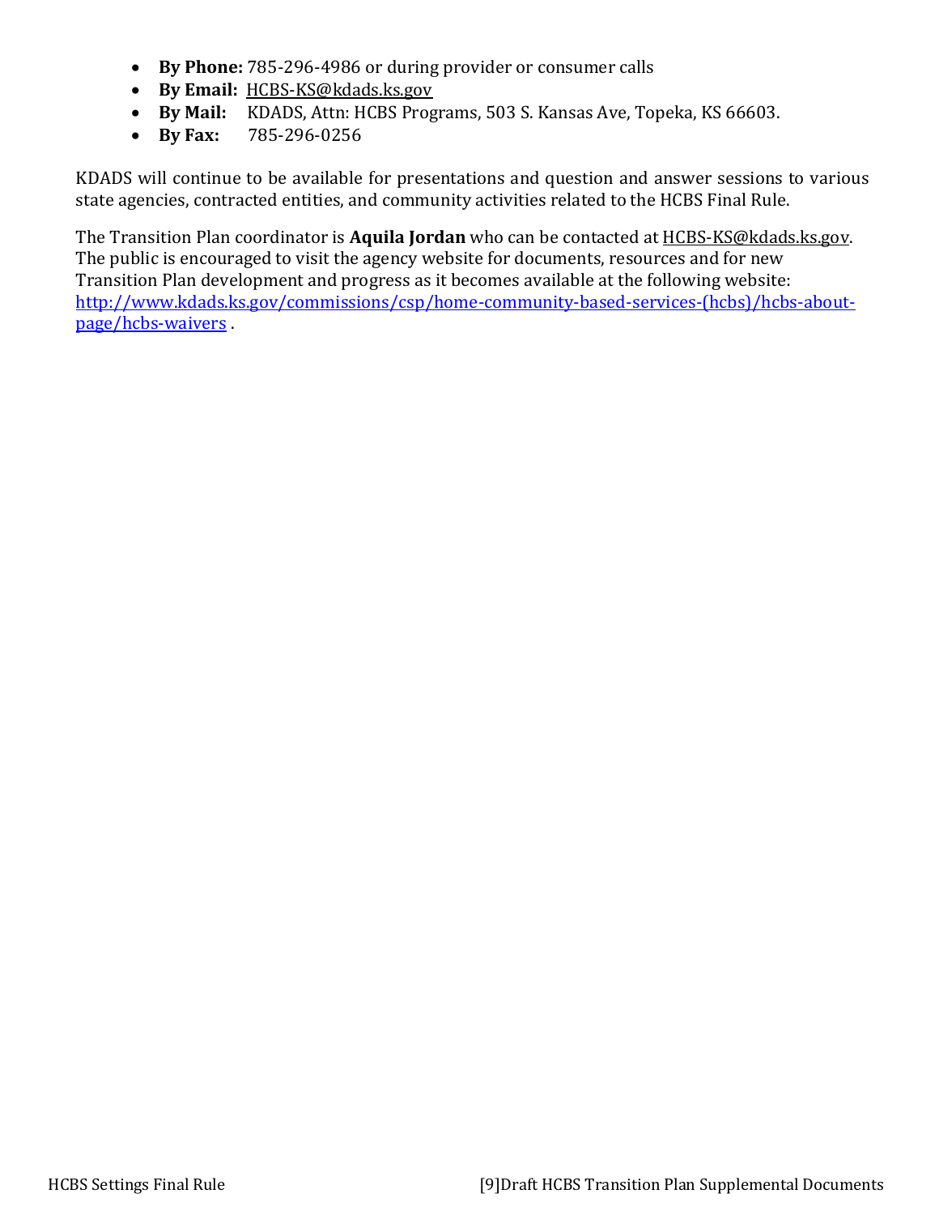- **By Phone:** 785-296-4986 or during provider or consumer calls
- **By Email:** HCBS-KS@kdads.ks.gov
- **By Mail:** KDADS, Attn: HCBS Programs, 503 S. Kansas Ave, Topeka, KS 66603.
- **By Fax:** 785-296-0256

KDADS will continue to be available for presentations and question and answer sessions to various state agencies, contracted entities, and community activities related to the HCBS Final Rule.

The Transition Plan coordinator is **Aquila Jordan** who can be contacted at HCBS-KS@kdads.ks.gov. The public is encouraged to visit the agency website for documents, resources and for new Transition Plan development and progress as it becomes available at the following website: http://www.kdads.ks.gov/commissions/csp/home-community-based-services-(hcbs)/hcbs-about-page/hcbs-waivers .